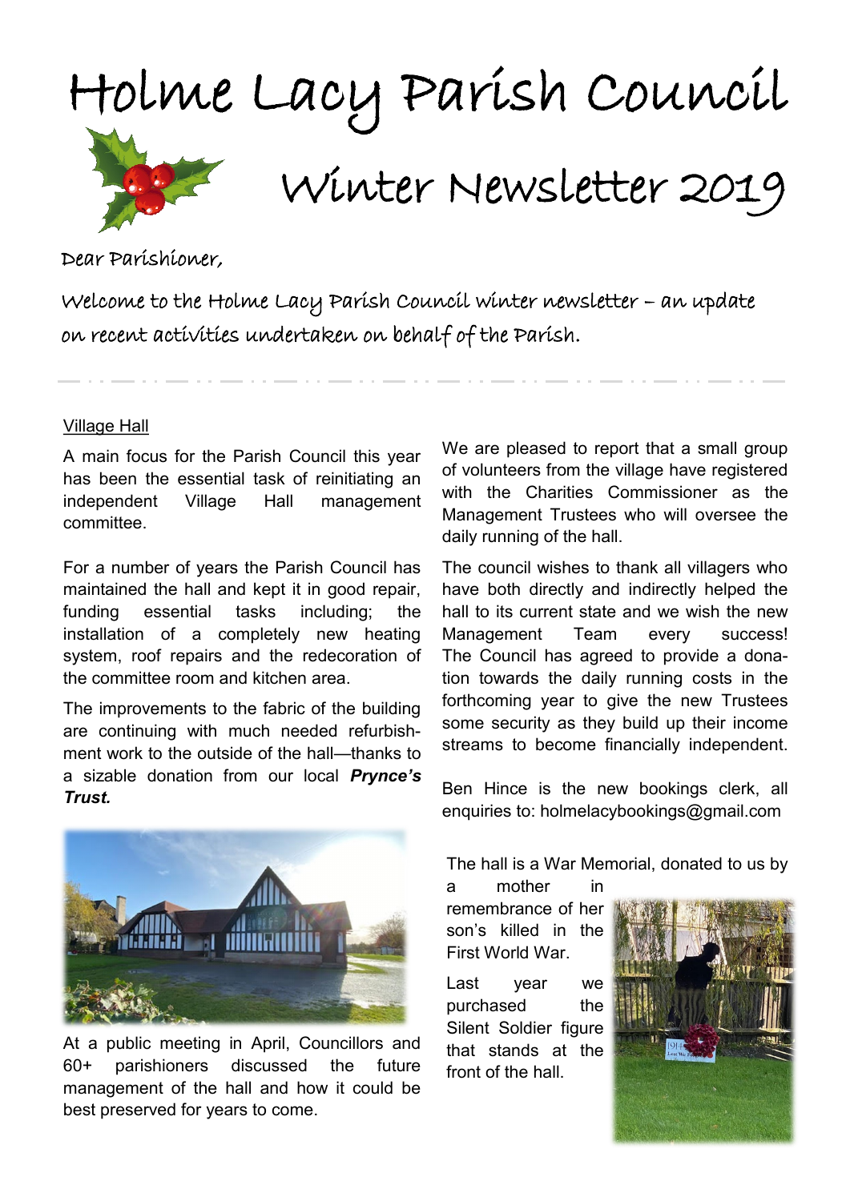# Holme Lacy Parish Council

## Winter Newsletter 2019

Dear Parishioner,

Welcome to the Holme Lacy Parish Council winter newsletter – an update on recent activities undertaken on behalf of the Parish.

### Village Hall

A main focus for the Parish Council this year has been the essential task of reinitiating an independent Village Hall management committee.

For a number of years the Parish Council has maintained the hall and kept it in good repair, funding essential tasks including; the installation of a completely new heating system, roof repairs and the redecoration of the committee room and kitchen area.

The improvements to the fabric of the building are continuing with much needed refurbishment work to the outside of the hall—thanks to a sizable donation from our local ***Prynce's Trust.***

At a public meeting in April, Councillors and 60+ parishioners discussed the future management of the hall and how it could be best preserved for years to come.

We are pleased to report that a small group of volunteers from the village have registered with the Charities Commissioner as the Management Trustees who will oversee the daily running of the hall.

The council wishes to thank all villagers who have both directly and indirectly helped the hall to its current state and we wish the new Management Team every success! The Council has agreed to provide a donation towards the daily running costs in the forthcoming year to give the new Trustees some security as they build up their income streams to become financially independent.

Ben Hince is the new bookings clerk, all enquiries to: holmelacybookings@gmail.com

The hall is a War Memorial, donated to us by a mother in remembrance of her son's killed in the First World War.

Last year we purchased the Silent Soldier figure that stands at the front of the hall.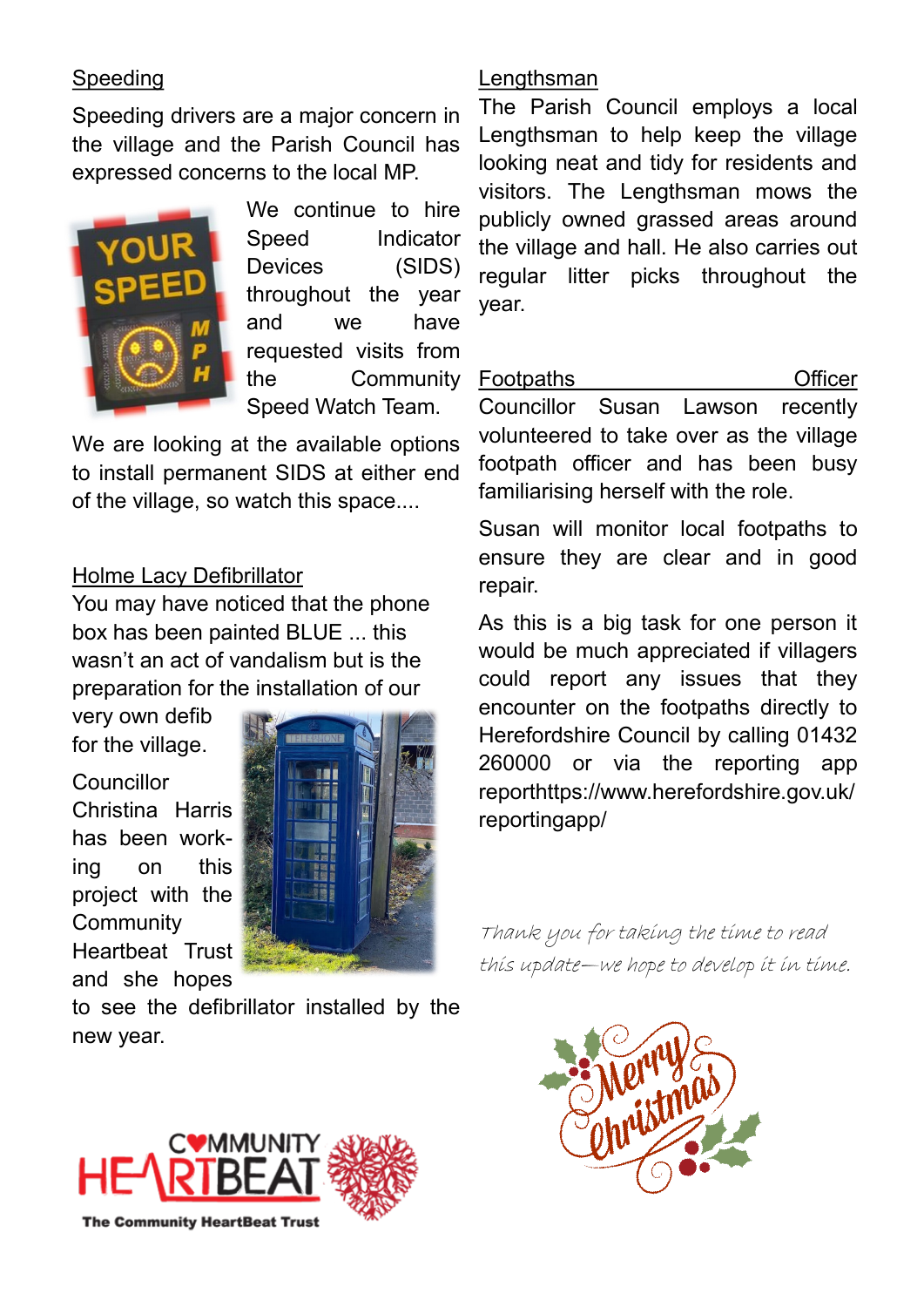## Speeding

Speeding drivers are a major concern in the village and the Parish Council has expressed concerns to the local MP.

We continue to hire Speed Indicator Devices (SIDS) throughout the year and we have requested visits from the Community Speed Watch Team.

We are looking at the available options to install permanent SIDS at either end of the village, so watch this space....

## Holme Lacy Defibrillator

You may have noticed that the phone box has been painted BLUE ... this wasn't an act of vandalism but is the preparation for the installation of our very own defib for the village.

Councillor Christina Harris has been working on this project with the Community Heartbeat Trust and she hopes to see the defibrillator installed by the new year.

## Lengthsman

The Parish Council employs a local Lengthsman to help keep the village looking neat and tidy for residents and visitors. The Lengthsman mows the publicly owned grassed areas around the village and hall. He also carries out regular litter picks throughout the year.

## Footpaths Officer

Councillor Susan Lawson recently volunteered to take over as the village footpath officer and has been busy familiarising herself with the role.

Susan will monitor local footpaths to ensure they are clear and in good repair.

As this is a big task for one person it would be much appreciated if villagers could report any issues that they encounter on the footpaths directly to Herefordshire Council by calling 01432 260000 or via the reporting app reporthttps://www.herefordshire.gov.uk/reportingapp/

*Thank you for taking the time to read this update—we hope to develop it in time.*